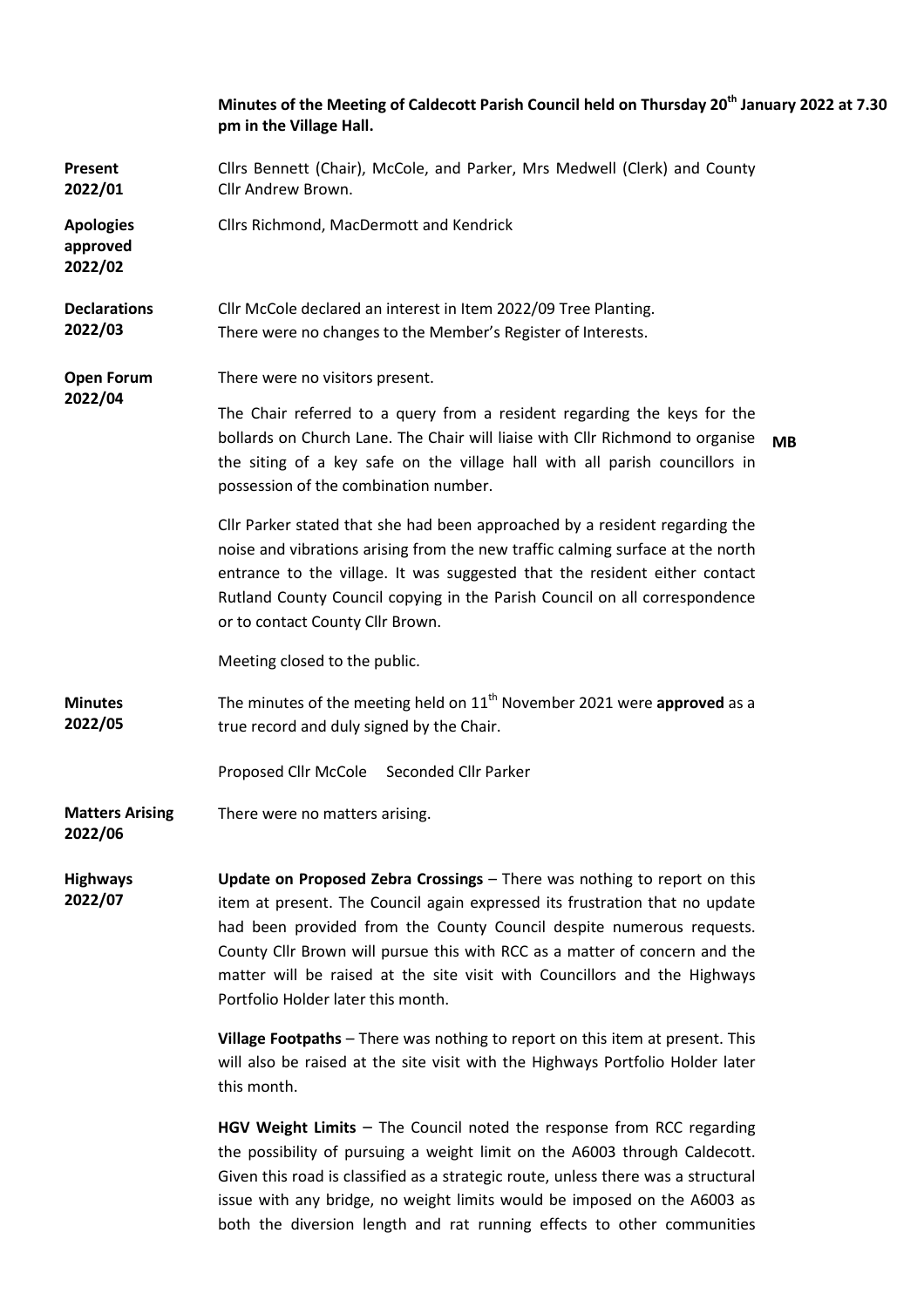**Minutes of the Meeting of Caldecott Parish Council held on Thursday 20th January 2022 at 7.30 pm in the Village Hall.**

**Present 2022/01**

Cllrs Bennett (Chair), McCole, and Parker, Mrs Medwell (Clerk) and County Cllr Andrew Brown.

**Apologies approved 2022/02**

Cllrs Richmond, MacDermott and Kendrick

**Declarations 2022/03**

Cllr McCole declared an interest in Item 2022/09 Tree Planting.
There were no changes to the Member's Register of Interests.

**Open Forum 2022/04**

There were no visitors present.

The Chair referred to a query from a resident regarding the keys for the bollards on Church Lane. The Chair will liaise with Cllr Richmond to organise the siting of a key safe on the village hall with all parish councillors in possession of the combination number. **MB**

Cllr Parker stated that she had been approached by a resident regarding the noise and vibrations arising from the new traffic calming surface at the north entrance to the village. It was suggested that the resident either contact Rutland County Council copying in the Parish Council on all correspondence or to contact County Cllr Brown.

Meeting closed to the public.

**Minutes 2022/05**

The minutes of the meeting held on 11th November 2021 were **approved** as a true record and duly signed by the Chair.

Proposed Cllr McCole Seconded Cllr Parker

**Matters Arising 2022/06**

There were no matters arising.

**Highways 2022/07**

**Update on Proposed Zebra Crossings** – There was nothing to report on this item at present. The Council again expressed its frustration that no update had been provided from the County Council despite numerous requests. County Cllr Brown will pursue this with RCC as a matter of concern and the matter will be raised at the site visit with Councillors and the Highways Portfolio Holder later this month.

**Village Footpaths** – There was nothing to report on this item at present. This will also be raised at the site visit with the Highways Portfolio Holder later this month.

**HGV Weight Limits** – The Council noted the response from RCC regarding the possibility of pursuing a weight limit on the A6003 through Caldecott. Given this road is classified as a strategic route, unless there was a structural issue with any bridge, no weight limits would be imposed on the A6003 as both the diversion length and rat running effects to other communities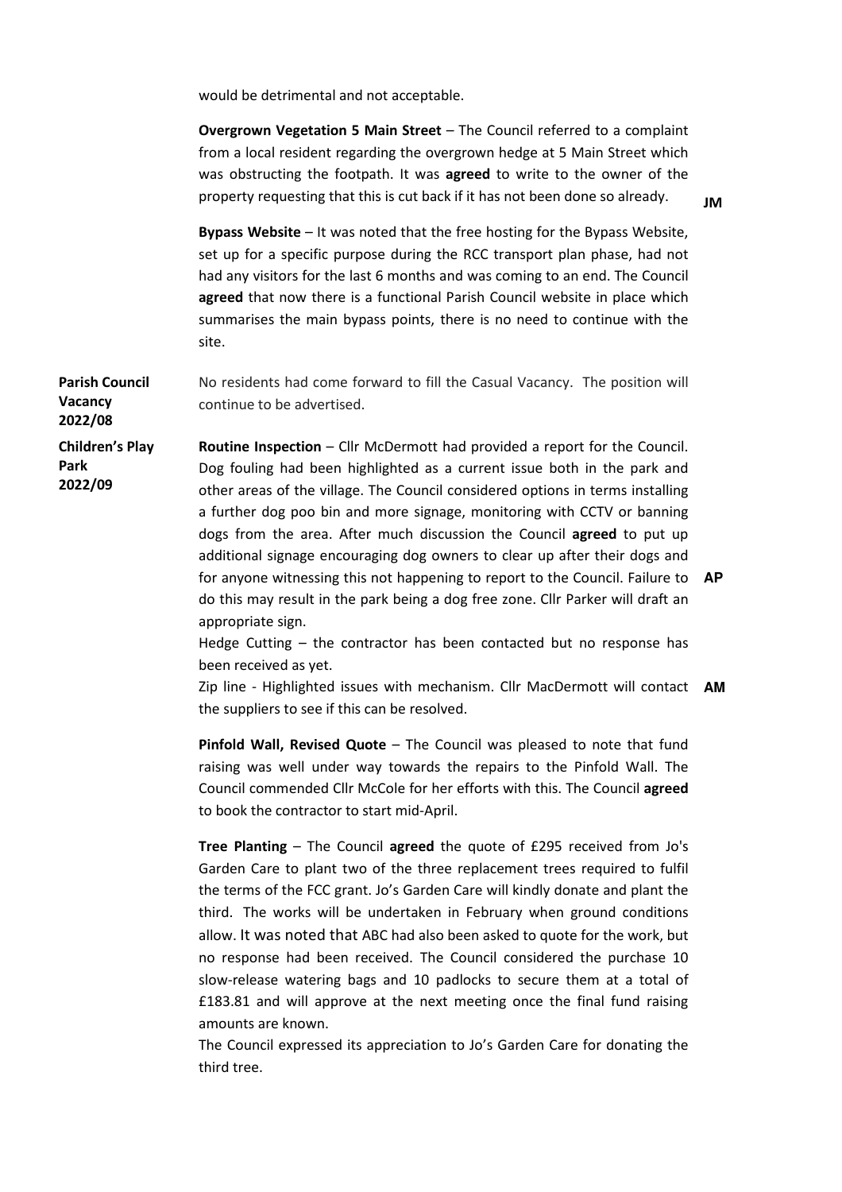would be detrimental and not acceptable.

**Overgrown Vegetation 5 Main Street** – The Council referred to a complaint from a local resident regarding the overgrown hedge at 5 Main Street which was obstructing the footpath. It was **agreed** to write to the owner of the property requesting that this is cut back if it has not been done so already. **JM**

**Bypass Website** – It was noted that the free hosting for the Bypass Website, set up for a specific purpose during the RCC transport plan phase, had not had any visitors for the last 6 months and was coming to an end. The Council **agreed** that now there is a functional Parish Council website in place which summarises the main bypass points, there is no need to continue with the site.

**Parish Council Vacancy 2022/08**

No residents had come forward to fill the Casual Vacancy. The position will continue to be advertised.

**Children's Play Park 2022/09**

**Routine Inspection** – Cllr McDermott had provided a report for the Council. Dog fouling had been highlighted as a current issue both in the park and other areas of the village. The Council considered options in terms installing a further dog poo bin and more signage, monitoring with CCTV or banning dogs from the area. After much discussion the Council **agreed** to put up additional signage encouraging dog owners to clear up after their dogs and for anyone witnessing this not happening to report to the Council. Failure to do this may result in the park being a dog free zone. Cllr Parker will draft an appropriate sign. **AP**

Hedge Cutting – the contractor has been contacted but no response has been received as yet.

Zip line - Highlighted issues with mechanism. Cllr MacDermott will contact the suppliers to see if this can be resolved. **AM**

**Pinfold Wall, Revised Quote** – The Council was pleased to note that fund raising was well under way towards the repairs to the Pinfold Wall. The Council commended Cllr McCole for her efforts with this. The Council **agreed** to book the contractor to start mid-April.

**Tree Planting** – The Council **agreed** the quote of £295 received from Jo's Garden Care to plant two of the three replacement trees required to fulfil the terms of the FCC grant. Jo's Garden Care will kindly donate and plant the third. The works will be undertaken in February when ground conditions allow. It was noted that ABC had also been asked to quote for the work, but no response had been received. The Council considered the purchase 10 slow-release watering bags and 10 padlocks to secure them at a total of £183.81 and will approve at the next meeting once the final fund raising amounts are known.

The Council expressed its appreciation to Jo's Garden Care for donating the third tree.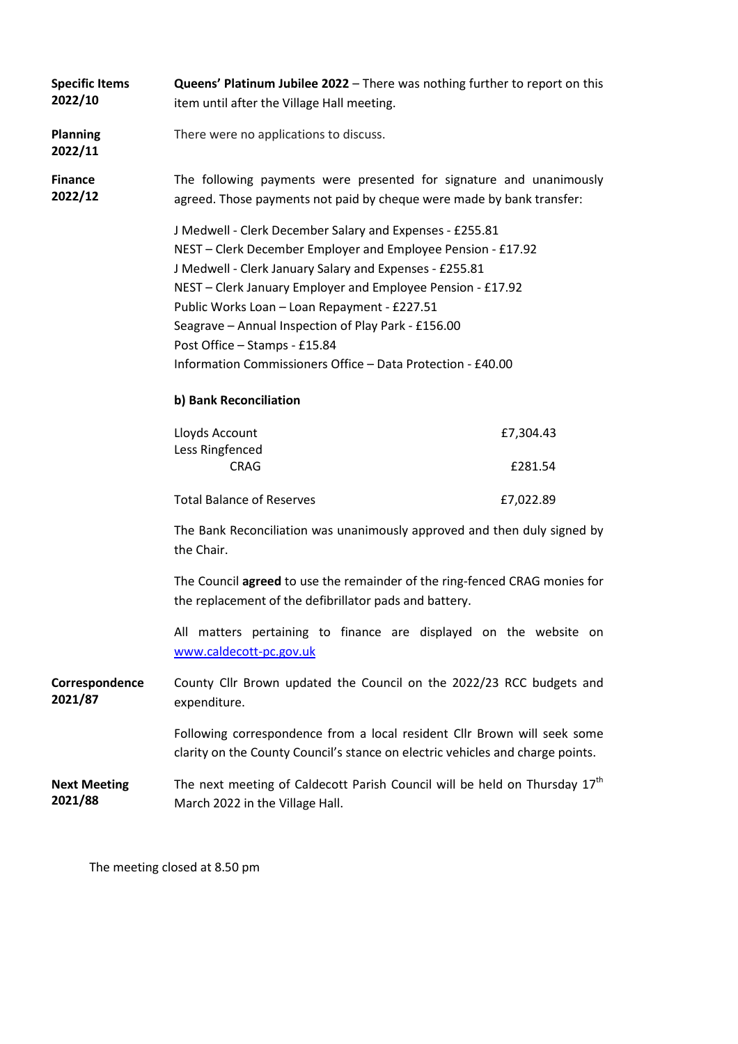**Specific Items 2022/10**

**Queens' Platinum Jubilee 2022** – There was nothing further to report on this item until after the Village Hall meeting.

**Planning 2022/11**

There were no applications to discuss.

**Finance 2022/12**

The following payments were presented for signature and unanimously agreed. Those payments not paid by cheque were made by bank transfer:

J Medwell - Clerk December Salary and Expenses - £255.81
NEST – Clerk December Employer and Employee Pension - £17.92
J Medwell - Clerk January Salary and Expenses - £255.81
NEST – Clerk January Employer and Employee Pension - £17.92
Public Works Loan – Loan Repayment - £227.51
Seagrave – Annual Inspection of Play Park - £156.00
Post Office – Stamps - £15.84
Information Commissioners Office – Data Protection - £40.00

**b) Bank Reconciliation**

| | |
|---|---|
| Lloyds Account | £7,304.43 |
| Less Ringfenced CRAG | £281.54 |
| Total Balance of Reserves | £7,022.89 |

The Bank Reconciliation was unanimously approved and then duly signed by the Chair.

The Council **agreed** to use the remainder of the ring-fenced CRAG monies for the replacement of the defibrillator pads and battery.

All matters pertaining to finance are displayed on the website on [www.caldecott-pc.gov.uk](www.caldecott-pc.gov.uk)

**Correspondence 2021/87**

County Cllr Brown updated the Council on the 2022/23 RCC budgets and expenditure.

Following correspondence from a local resident Cllr Brown will seek some clarity on the County Council's stance on electric vehicles and charge points.

**Next Meeting 2021/88**

The next meeting of Caldecott Parish Council will be held on Thursday 17th March 2022 in the Village Hall.

The meeting closed at 8.50 pm